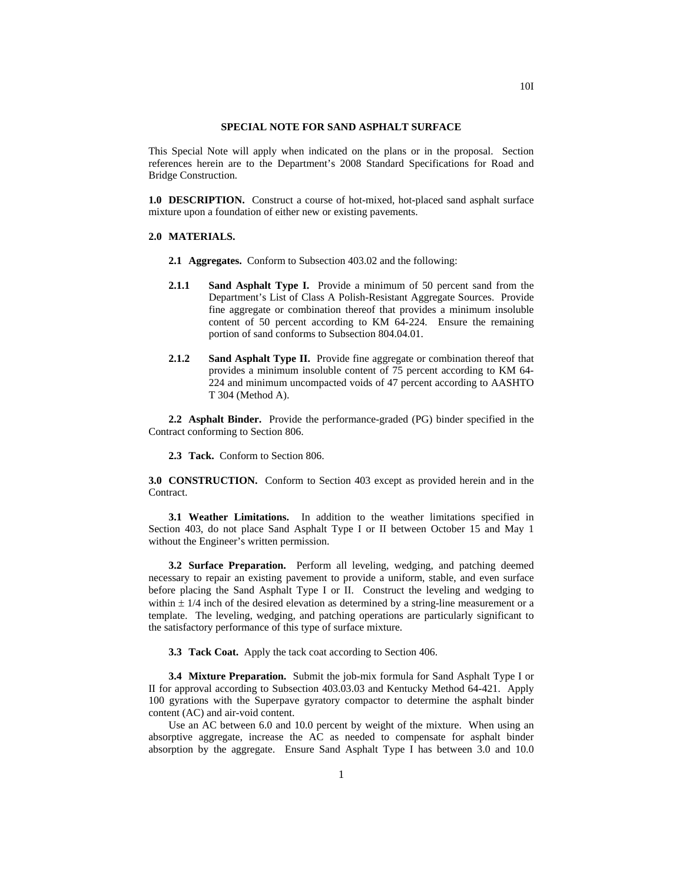## SPECIAL NOTE FOR SAND ASPHALT SURFACE

This Special Note will apply when indicated on the plans or in the proposal. Section references herein are to the Department's 2008 Standard Specifications for Road and Bridge Construction.

**1.0 DESCRIPTION.** Construct a course of hot-mixed, hot-placed sand asphalt surface mixture upon a foundation of either new or existing pavements.

**2.0 MATERIALS.**

**2.1 Aggregates.** Conform to Subsection 403.02 and the following:

**2.1.1 Sand Asphalt Type I.** Provide a minimum of 50 percent sand from the Department's List of Class A Polish-Resistant Aggregate Sources. Provide fine aggregate or combination thereof that provides a minimum insoluble content of 50 percent according to KM 64-224. Ensure the remaining portion of sand conforms to Subsection 804.04.01.

**2.1.2 Sand Asphalt Type II.** Provide fine aggregate or combination thereof that provides a minimum insoluble content of 75 percent according to KM 64-224 and minimum uncompacted voids of 47 percent according to AASHTO T 304 (Method A).

**2.2 Asphalt Binder.** Provide the performance-graded (PG) binder specified in the Contract conforming to Section 806.

**2.3 Tack.** Conform to Section 806.

**3.0 CONSTRUCTION.** Conform to Section 403 except as provided herein and in the Contract.

**3.1 Weather Limitations.** In addition to the weather limitations specified in Section 403, do not place Sand Asphalt Type I or II between October 15 and May 1 without the Engineer's written permission.

**3.2 Surface Preparation.** Perform all leveling, wedging, and patching deemed necessary to repair an existing pavement to provide a uniform, stable, and even surface before placing the Sand Asphalt Type I or II. Construct the leveling and wedging to within $\pm$ 1/4 inch of the desired elevation as determined by a string-line measurement or a template. The leveling, wedging, and patching operations are particularly significant to the satisfactory performance of this type of surface mixture.

**3.3 Tack Coat.** Apply the tack coat according to Section 406.

**3.4 Mixture Preparation.** Submit the job-mix formula for Sand Asphalt Type I or II for approval according to Subsection 403.03.03 and Kentucky Method 64-421. Apply 100 gyrations with the Superpave gyratory compactor to determine the asphalt binder content (AC) and air-void content.

Use an AC between 6.0 and 10.0 percent by weight of the mixture. When using an absorptive aggregate, increase the AC as needed to compensate for asphalt binder absorption by the aggregate. Ensure Sand Asphalt Type I has between 3.0 and 10.0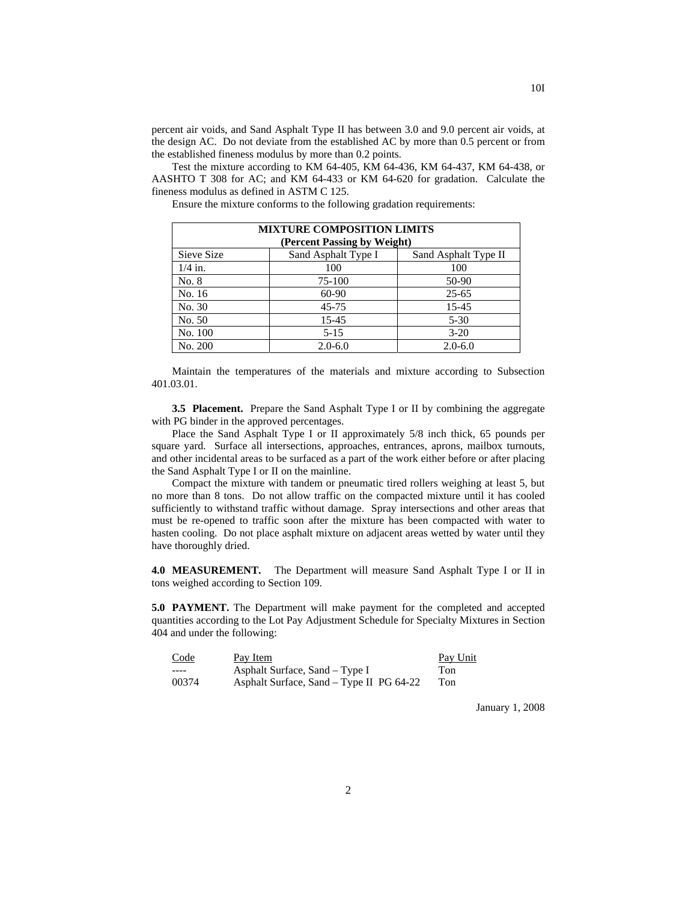percent air voids, and Sand Asphalt Type II has between 3.0 and 9.0 percent air voids, at the design AC. Do not deviate from the established AC by more than 0.5 percent or from the established fineness modulus by more than 0.2 points.

Test the mixture according to KM 64-405, KM 64-436, KM 64-437, KM 64-438, or AASHTO T 308 for AC; and KM 64-433 or KM 64-620 for gradation. Calculate the fineness modulus as defined in ASTM C 125.

Ensure the mixture conforms to the following gradation requirements:

| MIXTURE COMPOSITION LIMITS (Percent Passing by Weight) | | |
|---|---|---|
| Sieve Size | Sand Asphalt Type I | Sand Asphalt Type II |
| 1/4 in. | 100 | 100 |
| No. 8 | 75-100 | 50-90 |
| No. 16 | 60-90 | 25-65 |
| No. 30 | 45-75 | 15-45 |
| No. 50 | 15-45 | 5-30 |
| No. 100 | 5-15 | 3-20 |
| No. 200 | 2.0-6.0 | 2.0-6.0 |

Maintain the temperatures of the materials and mixture according to Subsection 401.03.01.

**3.5 Placement.** Prepare the Sand Asphalt Type I or II by combining the aggregate with PG binder in the approved percentages.

Place the Sand Asphalt Type I or II approximately 5/8 inch thick, 65 pounds per square yard. Surface all intersections, approaches, entrances, aprons, mailbox turnouts, and other incidental areas to be surfaced as a part of the work either before or after placing the Sand Asphalt Type I or II on the mainline.

Compact the mixture with tandem or pneumatic tired rollers weighing at least 5, but no more than 8 tons. Do not allow traffic on the compacted mixture until it has cooled sufficiently to withstand traffic without damage. Spray intersections and other areas that must be re-opened to traffic soon after the mixture has been compacted with water to hasten cooling. Do not place asphalt mixture on adjacent areas wetted by water until they have thoroughly dried.

**4.0 MEASUREMENT.** The Department will measure Sand Asphalt Type I or II in tons weighed according to Section 109.

**5.0 PAYMENT.** The Department will make payment for the completed and accepted quantities according to the Lot Pay Adjustment Schedule for Specialty Mixtures in Section 404 and under the following:

| Code | Pay Item | Pay Unit |
|---|---|---|
| ---- | Asphalt Surface, Sand – Type I | Ton |
| 00374 | Asphalt Surface, Sand – Type II PG 64-22 | Ton |

January 1, 2008